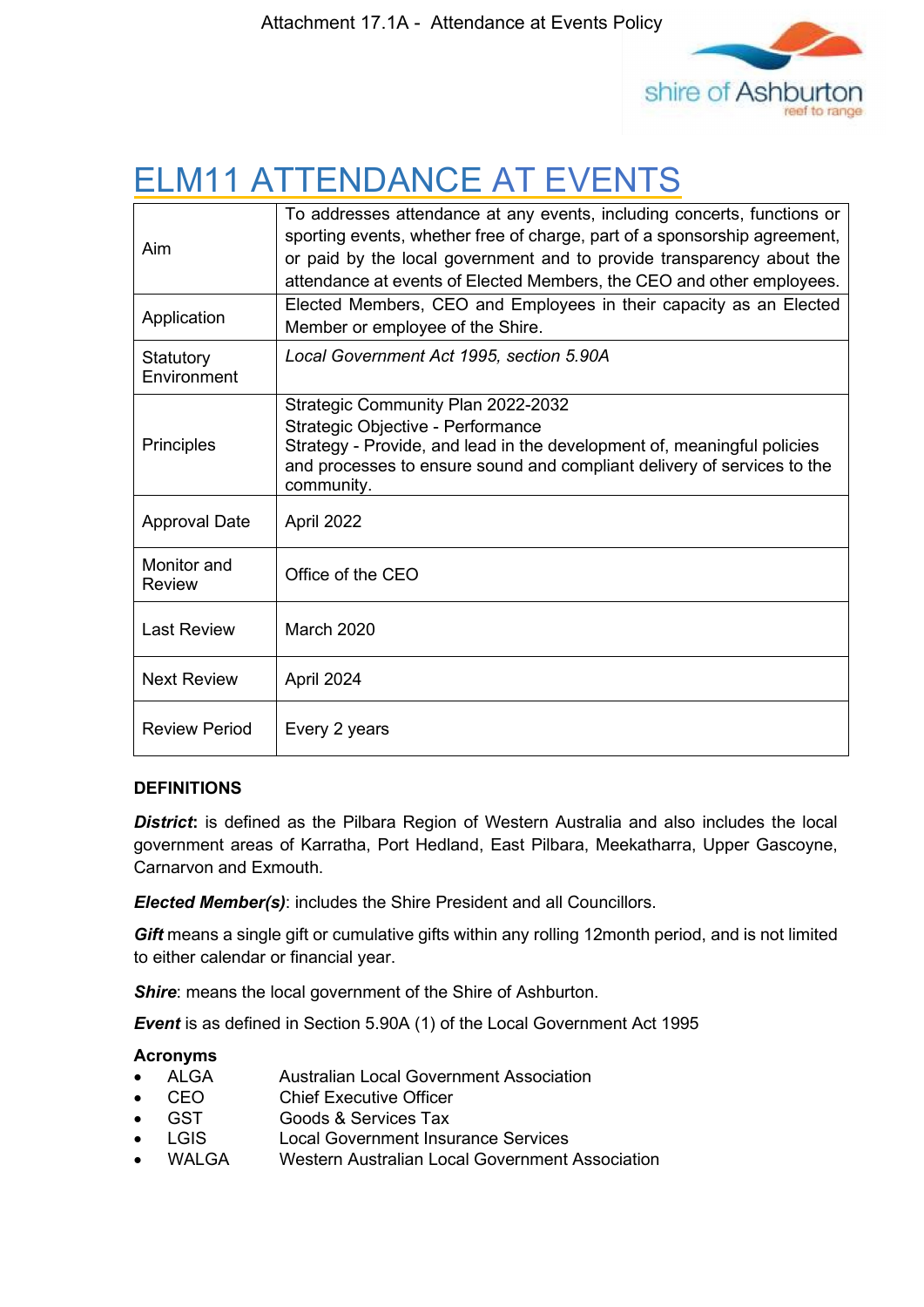Attachment 17.1A - Attendance at Events Policy

# ELM11 ATTENDANCE AT EVENTS

| | |
|---|---|
| Aim | To addresses attendance at any events, including concerts, functions or sporting events, whether free of charge, part of a sponsorship agreement, or paid by the local government and to provide transparency about the attendance at events of Elected Members, the CEO and other employees. |
| Application | Elected Members, CEO and Employees in their capacity as an Elected Member or employee of the Shire. |
| Statutory Environment | *Local Government Act 1995, section 5.90A* |
| Principles | Strategic Community Plan 2022-2032<br>Strategic Objective - Performance<br>Strategy - Provide, and lead in the development of, meaningful policies and processes to ensure sound and compliant delivery of services to the community. |
| Approval Date | April 2022 |
| Monitor and Review | Office of the CEO |
| Last Review | March 2020 |
| Next Review | April 2024 |
| Review Period | Every 2 years |

**DEFINITIONS**

***District*:** is defined as the Pilbara Region of Western Australia and also includes the local government areas of Karratha, Port Hedland, East Pilbara, Meekatharra, Upper Gascoyne, Carnarvon and Exmouth.

***Elected Member(s)***: includes the Shire President and all Councillors.

***Gift*** means a single gift or cumulative gifts within any rolling 12month period, and is not limited to either calendar or financial year.

***Shire***: means the local government of the Shire of Ashburton.

***Event*** is as defined in Section 5.90A (1) of the Local Government Act 1995

**Acronyms**

- ALGA Australian Local Government Association
- CEO Chief Executive Officer
- GST Goods & Services Tax
- LGIS Local Government Insurance Services
- WALGA Western Australian Local Government Association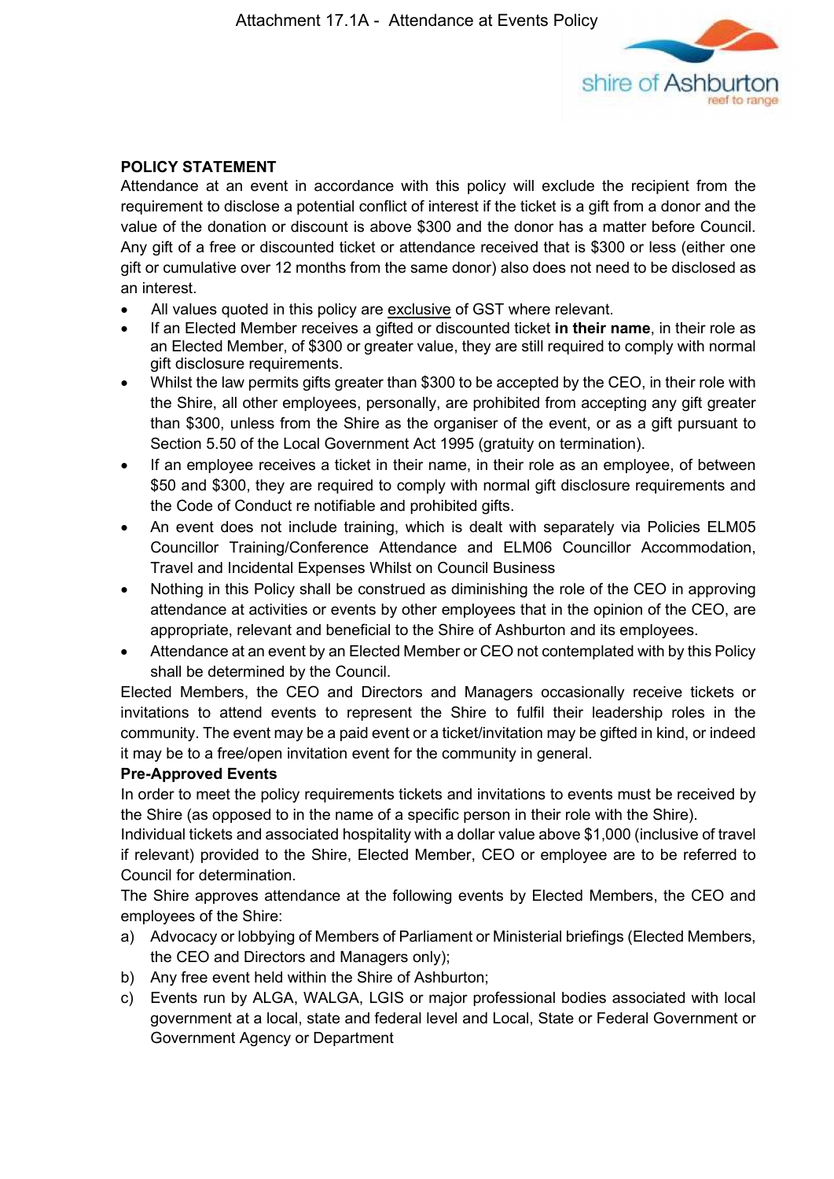## POLICY STATEMENT

Attendance at an event in accordance with this policy will exclude the recipient from the requirement to disclose a potential conflict of interest if the ticket is a gift from a donor and the value of the donation or discount is above $300 and the donor has a matter before Council. Any gift of a free or discounted ticket or attendance received that is $300 or less (either one gift or cumulative over 12 months from the same donor) also does not need to be disclosed as an interest.

- All values quoted in this policy are exclusive of GST where relevant.
- If an Elected Member receives a gifted or discounted ticket **in their name**, in their role as an Elected Member, of $300 or greater value, they are still required to comply with normal gift disclosure requirements.
- Whilst the law permits gifts greater than $300 to be accepted by the CEO, in their role with the Shire, all other employees, personally, are prohibited from accepting any gift greater than $300, unless from the Shire as the organiser of the event, or as a gift pursuant to Section 5.50 of the Local Government Act 1995 (gratuity on termination).
- If an employee receives a ticket in their name, in their role as an employee, of between $50 and $300, they are required to comply with normal gift disclosure requirements and the Code of Conduct re notifiable and prohibited gifts.
- An event does not include training, which is dealt with separately via Policies ELM05 Councillor Training/Conference Attendance and ELM06 Councillor Accommodation, Travel and Incidental Expenses Whilst on Council Business
- Nothing in this Policy shall be construed as diminishing the role of the CEO in approving attendance at activities or events by other employees that in the opinion of the CEO, are appropriate, relevant and beneficial to the Shire of Ashburton and its employees.
- Attendance at an event by an Elected Member or CEO not contemplated with by this Policy shall be determined by the Council.

Elected Members, the CEO and Directors and Managers occasionally receive tickets or invitations to attend events to represent the Shire to fulfil their leadership roles in the community. The event may be a paid event or a ticket/invitation may be gifted in kind, or indeed it may be to a free/open invitation event for the community in general.

**Pre-Approved Events**

In order to meet the policy requirements tickets and invitations to events must be received by the Shire (as opposed to in the name of a specific person in their role with the Shire).

Individual tickets and associated hospitality with a dollar value above $1,000 (inclusive of travel if relevant) provided to the Shire, Elected Member, CEO or employee are to be referred to Council for determination.

The Shire approves attendance at the following events by Elected Members, the CEO and employees of the Shire:

a) Advocacy or lobbying of Members of Parliament or Ministerial briefings (Elected Members, the CEO and Directors and Managers only);
b) Any free event held within the Shire of Ashburton;
c) Events run by ALGA, WALGA, LGIS or major professional bodies associated with local government at a local, state and federal level and Local, State or Federal Government or Government Agency or Department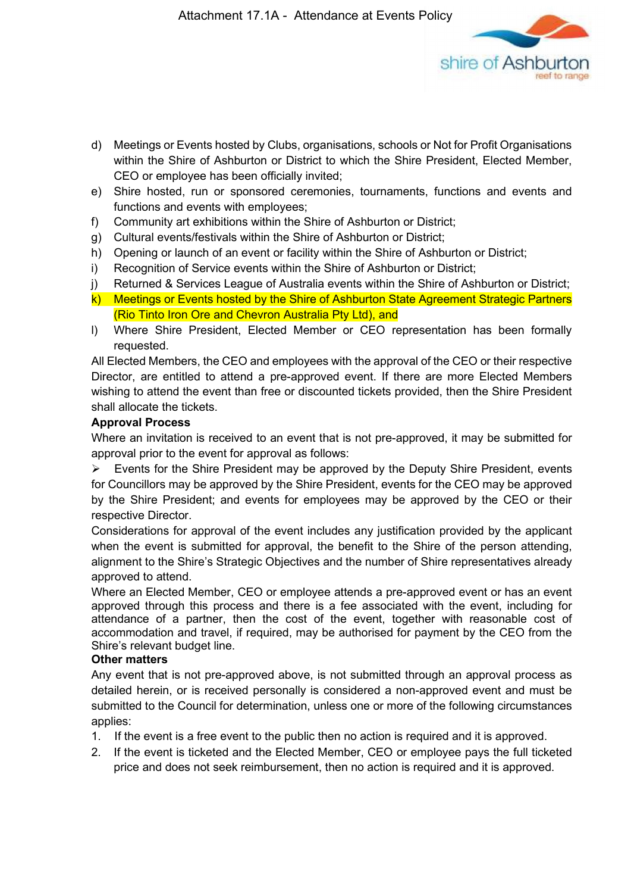d) Meetings or Events hosted by Clubs, organisations, schools or Not for Profit Organisations within the Shire of Ashburton or District to which the Shire President, Elected Member, CEO or employee has been officially invited;
e) Shire hosted, run or sponsored ceremonies, tournaments, functions and events and functions and events with employees;
f) Community art exhibitions within the Shire of Ashburton or District;
g) Cultural events/festivals within the Shire of Ashburton or District;
h) Opening or launch of an event or facility within the Shire of Ashburton or District;
i) Recognition of Service events within the Shire of Ashburton or District;
j) Returned & Services League of Australia events within the Shire of Ashburton or District;
k) Meetings or Events hosted by the Shire of Ashburton State Agreement Strategic Partners (Rio Tinto Iron Ore and Chevron Australia Pty Ltd), and
l) Where Shire President, Elected Member or CEO representation has been formally requested.

All Elected Members, the CEO and employees with the approval of the CEO or their respective Director, are entitled to attend a pre-approved event. If there are more Elected Members wishing to attend the event than free or discounted tickets provided, then the Shire President shall allocate the tickets.

**Approval Process**

Where an invitation is received to an event that is not pre-approved, it may be submitted for approval prior to the event for approval as follows:

- Events for the Shire President may be approved by the Deputy Shire President, events for Councillors may be approved by the Shire President, events for the CEO may be approved by the Shire President; and events for employees may be approved by the CEO or their respective Director.

Considerations for approval of the event includes any justification provided by the applicant when the event is submitted for approval, the benefit to the Shire of the person attending, alignment to the Shire's Strategic Objectives and the number of Shire representatives already approved to attend.

Where an Elected Member, CEO or employee attends a pre-approved event or has an event approved through this process and there is a fee associated with the event, including for attendance of a partner, then the cost of the event, together with reasonable cost of accommodation and travel, if required, may be authorised for payment by the CEO from the Shire's relevant budget line.

**Other matters**

Any event that is not pre-approved above, is not submitted through an approval process as detailed herein, or is received personally is considered a non-approved event and must be submitted to the Council for determination, unless one or more of the following circumstances applies:

1. If the event is a free event to the public then no action is required and it is approved.
2. If the event is ticketed and the Elected Member, CEO or employee pays the full ticketed price and does not seek reimbursement, then no action is required and it is approved.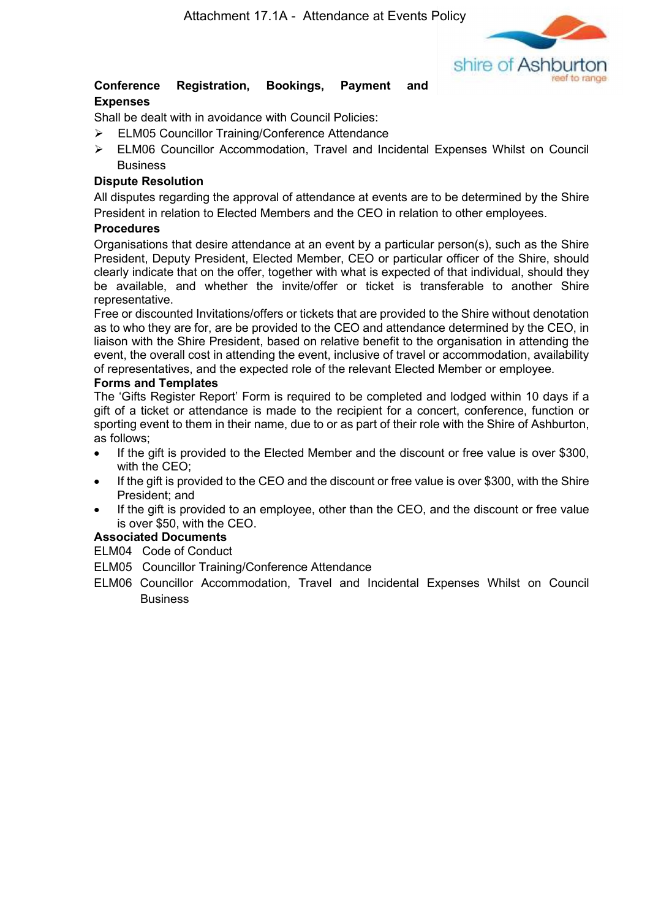### Conference Registration, Bookings, Payment and Expenses

Shall be dealt with in avoidance with Council Policies:

- ELM05 Councillor Training/Conference Attendance
- ELM06 Councillor Accommodation, Travel and Incidental Expenses Whilst on Council Business

### Dispute Resolution

All disputes regarding the approval of attendance at events are to be determined by the Shire President in relation to Elected Members and the CEO in relation to other employees.

### Procedures

Organisations that desire attendance at an event by a particular person(s), such as the Shire President, Deputy President, Elected Member, CEO or particular officer of the Shire, should clearly indicate that on the offer, together with what is expected of that individual, should they be available, and whether the invite/offer or ticket is transferable to another Shire representative.

Free or discounted Invitations/offers or tickets that are provided to the Shire without denotation as to who they are for, are be provided to the CEO and attendance determined by the CEO, in liaison with the Shire President, based on relative benefit to the organisation in attending the event, the overall cost in attending the event, inclusive of travel or accommodation, availability of representatives, and the expected role of the relevant Elected Member or employee.

### Forms and Templates

The 'Gifts Register Report' Form is required to be completed and lodged within 10 days if a gift of a ticket or attendance is made to the recipient for a concert, conference, function or sporting event to them in their name, due to or as part of their role with the Shire of Ashburton, as follows;

- If the gift is provided to the Elected Member and the discount or free value is over $300, with the CEO;
- If the gift is provided to the CEO and the discount or free value is over $300, with the Shire President; and
- If the gift is provided to an employee, other than the CEO, and the discount or free value is over $50, with the CEO.

### Associated Documents

ELM04 Code of Conduct

ELM05 Councillor Training/Conference Attendance

ELM06 Councillor Accommodation, Travel and Incidental Expenses Whilst on Council Business